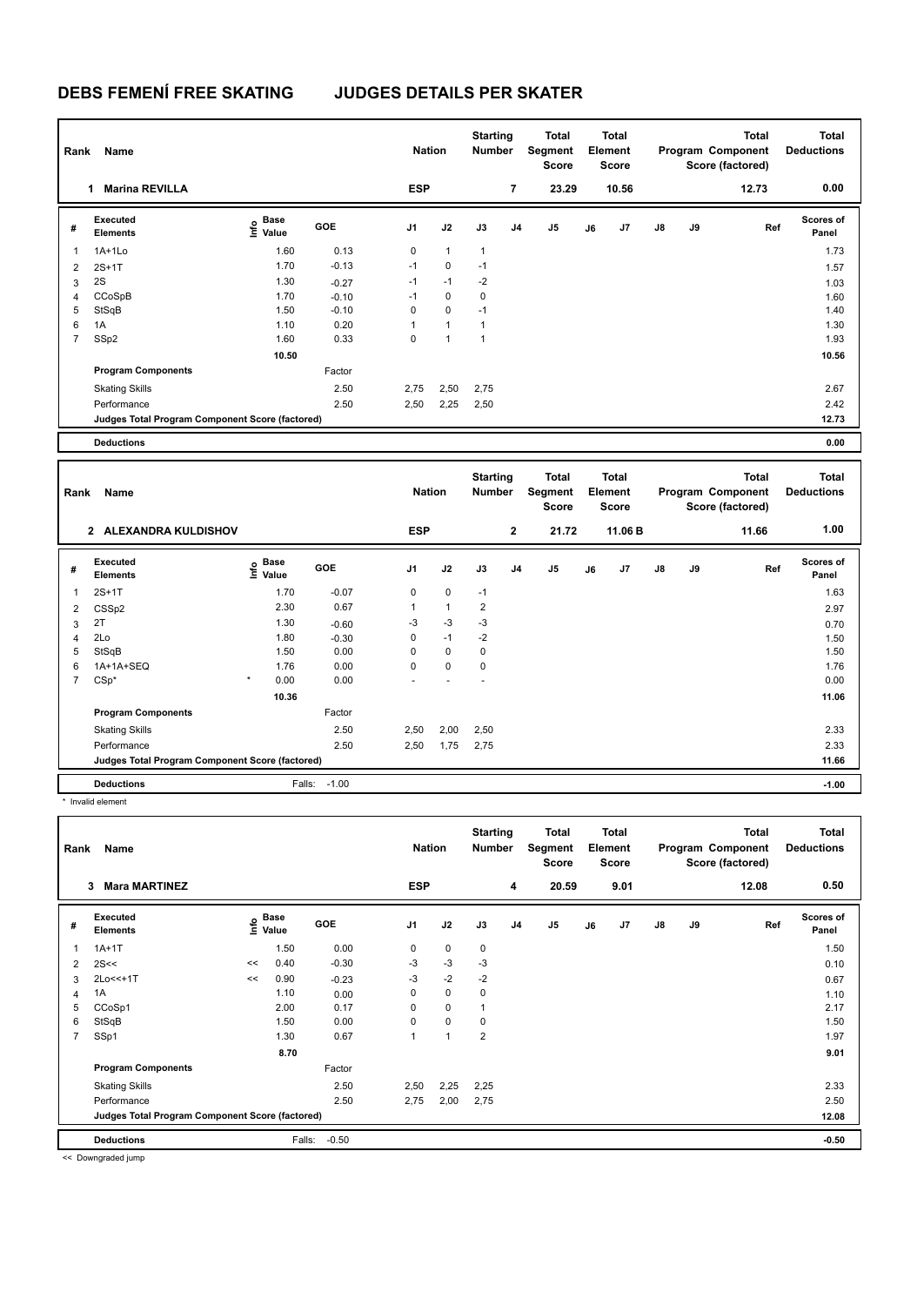# DEBS FEMENÍ FREE SKATING JUDGES DETAILS PER SKATER

| Rank | Name | Nation | Starting Number | Total Segment Score | Total Element Score | Total Program Component Score (factored) | Total Deductions |
|---|---|---|---|---|---|---|---|
| 1 | Marina REVILLA | ESP | 7 | 23.29 | 10.56 | 12.73 | 0.00 |

| # | Executed Elements | Info | Base Value | GOE | J1 | J2 | J3 | J4 | J5 | J6 | J7 | J8 | J9 | Ref | Scores of Panel |
|---|---|---|---|---|---|---|---|---|---|---|---|---|---|---|---|
| 1 | 1A+1Lo | | 1.60 | 0.13 | 0 | 1 | 1 | | | | | | | | 1.73 |
| 2 | 2S+1T | | 1.70 | -0.13 | -1 | 0 | -1 | | | | | | | | 1.57 |
| 3 | 2S | | 1.30 | -0.27 | -1 | -1 | -2 | | | | | | | | 1.03 |
| 4 | CCoSpB | | 1.70 | -0.10 | -1 | 0 | 0 | | | | | | | | 1.60 |
| 5 | StSqB | | 1.50 | -0.10 | 0 | 0 | -1 | | | | | | | | 1.40 |
| 6 | 1A | | 1.10 | 0.20 | 1 | 1 | 1 | | | | | | | | 1.30 |
| 7 | SSp2 | | 1.60 | 0.33 | 0 | 1 | 1 | | | | | | | | 1.93 |
| | | | 10.50 | | | | | | | | | | | | 10.56 |
| | Program Components | | | Factor | | | | | | | | | | | |
| | Skating Skills | | | 2.50 | 2,75 | 2,50 | 2,75 | | | | | | | | 2.67 |
| | Performance | | | 2.50 | 2,50 | 2,25 | 2,50 | | | | | | | | 2.42 |
| | Judges Total Program Component Score (factored) | | | | | | | | | | | | | | 12.73 |
| | Deductions | | | | | | | | | | | | | | 0.00 |

| Rank | Name | Nation | Starting Number | Total Segment Score | Total Element Score | Total Program Component Score (factored) | Total Deductions |
|---|---|---|---|---|---|---|---|
| 2 | ALEXANDRA KULDISHOV | ESP | 2 | 21.72 | 11.06 B | 11.66 | 1.00 |

| # | Executed Elements | Info | Base Value | GOE | J1 | J2 | J3 | J4 | J5 | J6 | J7 | J8 | J9 | Ref | Scores of Panel |
|---|---|---|---|---|---|---|---|---|---|---|---|---|---|---|---|
| 1 | 2S+1T | | 1.70 | -0.07 | 0 | 0 | -1 | | | | | | | | 1.63 |
| 2 | CSSp2 | | 2.30 | 0.67 | 1 | 1 | 2 | | | | | | | | 2.97 |
| 3 | 2T | | 1.30 | -0.60 | -3 | -3 | -3 | | | | | | | | 0.70 |
| 4 | 2Lo | | 1.80 | -0.30 | 0 | -1 | -2 | | | | | | | | 1.50 |
| 5 | StSqB | | 1.50 | 0.00 | 0 | 0 | 0 | | | | | | | | 1.50 |
| 6 | 1A+1A+SEQ | | 1.76 | 0.00 | 0 | 0 | 0 | | | | | | | | 1.76 |
| 7 | CSp* | * | 0.00 | 0.00 | - | - | - | | | | | | | | 0.00 |
| | | | 10.36 | | | | | | | | | | | | 11.06 |
| | Program Components | | | Factor | | | | | | | | | | | |
| | Skating Skills | | | 2.50 | 2,50 | 2,00 | 2,50 | | | | | | | | 2.33 |
| | Performance | | | 2.50 | 2,50 | 1,75 | 2,75 | | | | | | | | 2.33 |
| | Judges Total Program Component Score (factored) | | | | | | | | | | | | | | 11.66 |
| | Deductions | | Falls: | -1.00 | | | | | | | | | | | -1.00 |

\* Invalid element

| Rank | Name | Nation | Starting Number | Total Segment Score | Total Element Score | Total Program Component Score (factored) | Total Deductions |
|---|---|---|---|---|---|---|---|
| 3 | Mara MARTINEZ | ESP | 4 | 20.59 | 9.01 | 12.08 | 0.50 |

| # | Executed Elements | Info | Base Value | GOE | J1 | J2 | J3 | J4 | J5 | J6 | J7 | J8 | J9 | Ref | Scores of Panel |
|---|---|---|---|---|---|---|---|---|---|---|---|---|---|---|---|
| 1 | 1A+1T | | 1.50 | 0.00 | 0 | 0 | 0 | | | | | | | | 1.50 |
| 2 | 2S<< | << | 0.40 | -0.30 | -3 | -3 | -3 | | | | | | | | 0.10 |
| 3 | 2Lo<<+1T | << | 0.90 | -0.23 | -3 | -2 | -2 | | | | | | | | 0.67 |
| 4 | 1A | | 1.10 | 0.00 | 0 | 0 | 0 | | | | | | | | 1.10 |
| 5 | CCoSp1 | | 2.00 | 0.17 | 0 | 0 | 1 | | | | | | | | 2.17 |
| 6 | StSqB | | 1.50 | 0.00 | 0 | 0 | 0 | | | | | | | | 1.50 |
| 7 | SSp1 | | 1.30 | 0.67 | 1 | 1 | 2 | | | | | | | | 1.97 |
| | | | 8.70 | | | | | | | | | | | | 9.01 |
| | Program Components | | | Factor | | | | | | | | | | | |
| | Skating Skills | | | 2.50 | 2,50 | 2,25 | 2,25 | | | | | | | | 2.33 |
| | Performance | | | 2.50 | 2,75 | 2,00 | 2,75 | | | | | | | | 2.50 |
| | Judges Total Program Component Score (factored) | | | | | | | | | | | | | | 12.08 |
| | Deductions | | Falls: | -0.50 | | | | | | | | | | | -0.50 |

<< Downgraded jump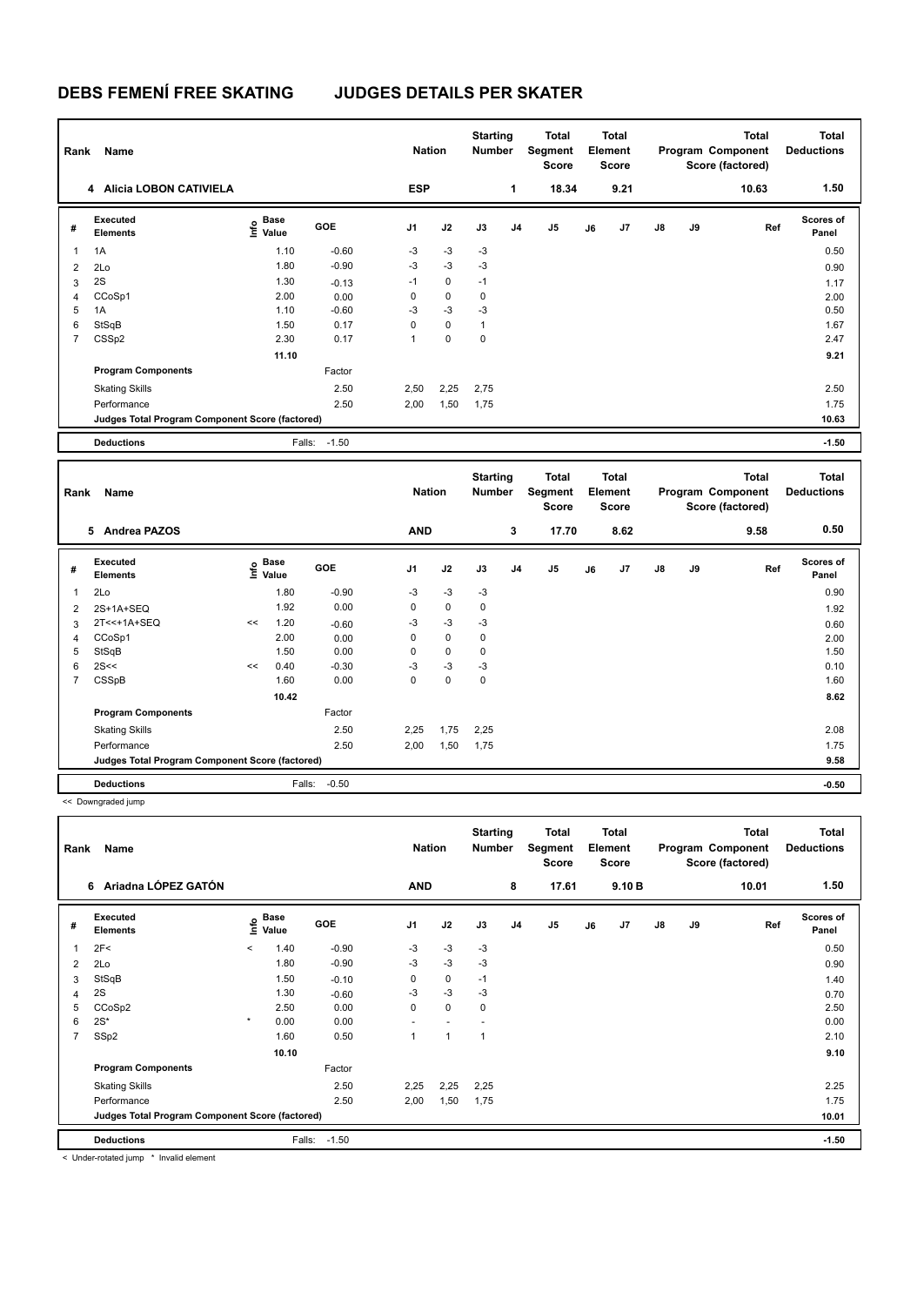# DEBS FEMENÍ FREE SKATING JUDGES DETAILS PER SKATER

| Rank | Name | Nation | Starting Number | Total Segment Score | Total Element Score | Total Program Component Score (factored) | Total Deductions |
|---|---|---|---|---|---|---|---|
| 4 | Alicia LOBON CATIVIELA | ESP | 1 | 18.34 | 9.21 | 10.63 | 1.50 |

| # | Executed Elements | Info | Base Value | GOE | J1 | J2 | J3 | J4 | J5 | J6 | J7 | J8 | J9 | Ref | Scores of Panel |
|---|---|---|---|---|---|---|---|---|---|---|---|---|---|---|---|
| 1 | 1A | | 1.10 | -0.60 | -3 | -3 | -3 | | | | | | | | 0.50 |
| 2 | 2Lo | | 1.80 | -0.90 | -3 | -3 | -3 | | | | | | | | 0.90 |
| 3 | 2S | | 1.30 | -0.13 | -1 | 0 | -1 | | | | | | | | 1.17 |
| 4 | CCoSp1 | | 2.00 | 0.00 | 0 | 0 | 0 | | | | | | | | 2.00 |
| 5 | 1A | | 1.10 | -0.60 | -3 | -3 | -3 | | | | | | | | 0.50 |
| 6 | StSqB | | 1.50 | 0.17 | 0 | 0 | 1 | | | | | | | | 1.67 |
| 7 | CSSp2 | | 2.30 | 0.17 | 1 | 0 | 0 | | | | | | | | 2.47 |
| | | | 11.10 | | | | | | | | | | | | 9.21 |
| | Program Components | | | Factor | | | | | | | | | | | |
| | Skating Skills | | | 2.50 | 2,50 | 2,25 | 2,75 | | | | | | | | 2.50 |
| | Performance | | | 2.50 | 2,00 | 1,50 | 1,75 | | | | | | | | 1.75 |
| | Judges Total Program Component Score (factored) | | | | | | | | | | | | | | 10.63 |
| | Deductions | | Falls: | -1.50 | | | | | | | | | | | -1.50 |

| Rank | Name | Nation | Starting Number | Total Segment Score | Total Element Score | Total Program Component Score (factored) | Total Deductions |
|---|---|---|---|---|---|---|---|
| 5 | Andrea PAZOS | AND | 3 | 17.70 | 8.62 | 9.58 | 0.50 |

| # | Executed Elements | Info | Base Value | GOE | J1 | J2 | J3 | J4 | J5 | J6 | J7 | J8 | J9 | Ref | Scores of Panel |
|---|---|---|---|---|---|---|---|---|---|---|---|---|---|---|---|
| 1 | 2Lo | | 1.80 | -0.90 | -3 | -3 | -3 | | | | | | | | 0.90 |
| 2 | 2S+1A+SEQ | | 1.92 | 0.00 | 0 | 0 | 0 | | | | | | | | 1.92 |
| 3 | 2T<<+1A+SEQ | << | 1.20 | -0.60 | -3 | -3 | -3 | | | | | | | | 0.60 |
| 4 | CCoSp1 | | 2.00 | 0.00 | 0 | 0 | 0 | | | | | | | | 2.00 |
| 5 | StSqB | | 1.50 | 0.00 | 0 | 0 | 0 | | | | | | | | 1.50 |
| 6 | 2S<< | << | 0.40 | -0.30 | -3 | -3 | -3 | | | | | | | | 0.10 |
| 7 | CSSpB | | 1.60 | 0.00 | 0 | 0 | 0 | | | | | | | | 1.60 |
| | | | 10.42 | | | | | | | | | | | | 8.62 |
| | Program Components | | | Factor | | | | | | | | | | | |
| | Skating Skills | | | 2.50 | 2,25 | 1,75 | 2,25 | | | | | | | | 2.08 |
| | Performance | | | 2.50 | 2,00 | 1,50 | 1,75 | | | | | | | | 1.75 |
| | Judges Total Program Component Score (factored) | | | | | | | | | | | | | | 9.58 |
| | Deductions | | Falls: | -0.50 | | | | | | | | | | | -0.50 |

<< Downgraded jump

| Rank | Name | Nation | Starting Number | Total Segment Score | Total Element Score | Total Program Component Score (factored) | Total Deductions |
|---|---|---|---|---|---|---|---|
| 6 | Ariadna LÓPEZ GATÓN | AND | 8 | 17.61 | 9.10 B | 10.01 | 1.50 |

| # | Executed Elements | Info | Base Value | GOE | J1 | J2 | J3 | J4 | J5 | J6 | J7 | J8 | J9 | Ref | Scores of Panel |
|---|---|---|---|---|---|---|---|---|---|---|---|---|---|---|---|
| 1 | 2F< | < | 1.40 | -0.90 | -3 | -3 | -3 | | | | | | | | 0.50 |
| 2 | 2Lo | | 1.80 | -0.90 | -3 | -3 | -3 | | | | | | | | 0.90 |
| 3 | StSqB | | 1.50 | -0.10 | 0 | 0 | -1 | | | | | | | | 1.40 |
| 4 | 2S | | 1.30 | -0.60 | -3 | -3 | -3 | | | | | | | | 0.70 |
| 5 | CCoSp2 | | 2.50 | 0.00 | 0 | 0 | 0 | | | | | | | | 2.50 |
| 6 | 2S* | * | 0.00 | 0.00 | - | - | - | | | | | | | | 0.00 |
| 7 | SSp2 | | 1.60 | 0.50 | 1 | 1 | 1 | | | | | | | | 2.10 |
| | | | 10.10 | | | | | | | | | | | | 9.10 |
| | Program Components | | | Factor | | | | | | | | | | | |
| | Skating Skills | | | 2.50 | 2,25 | 2,25 | 2,25 | | | | | | | | 2.25 |
| | Performance | | | 2.50 | 2,00 | 1,50 | 1,75 | | | | | | | | 1.75 |
| | Judges Total Program Component Score (factored) | | | | | | | | | | | | | | 10.01 |
| | Deductions | | Falls: | -1.50 | | | | | | | | | | | -1.50 |

< Under-rotated jump * Invalid element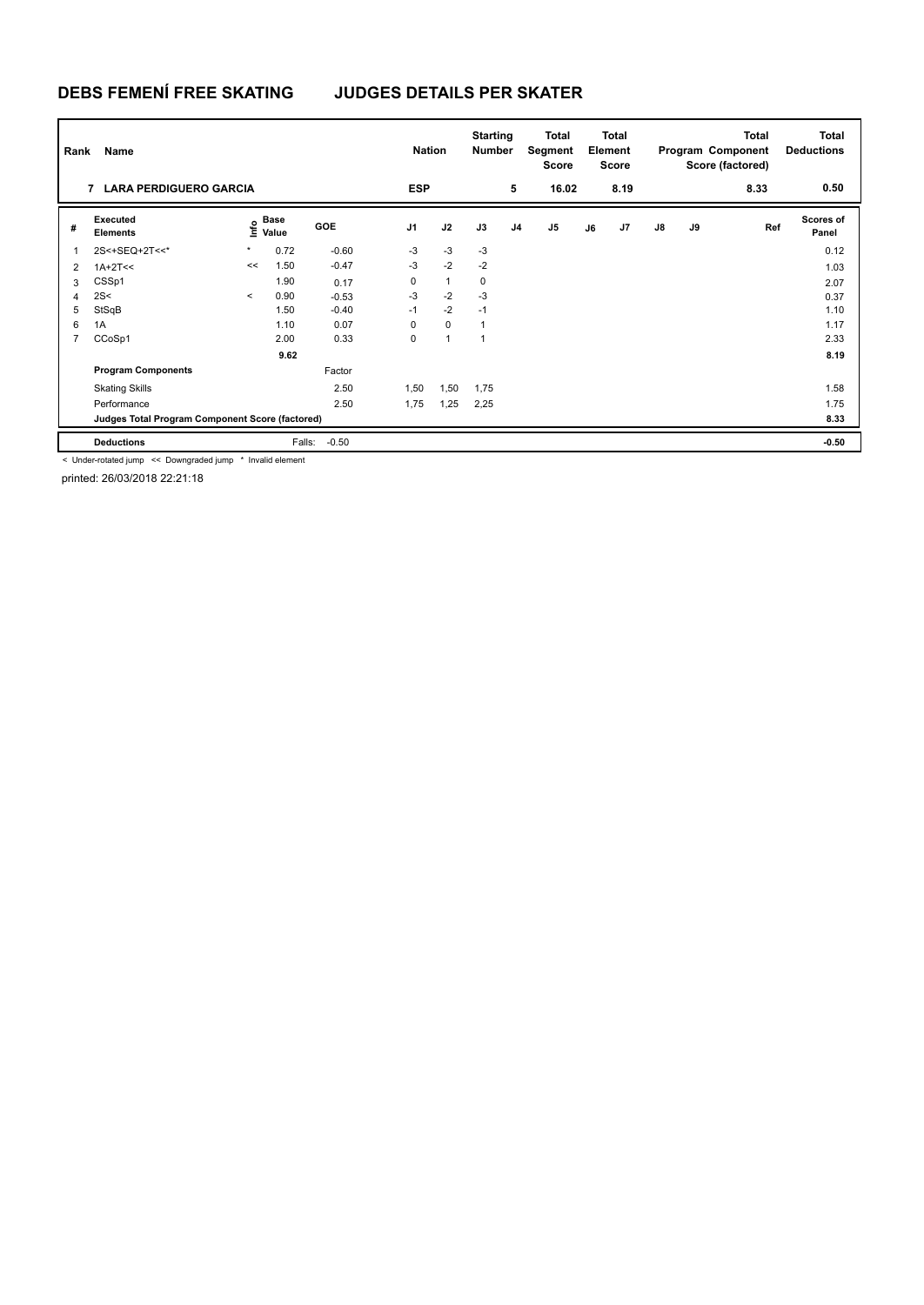# DEBS FEMENÍ FREE SKATING JUDGES DETAILS PER SKATER

| Rank | Name | Nation | Starting Number | Total Segment Score | Total Element Score | Total Program Component Score (factored) | Total Deductions |
|---|---|---|---|---|---|---|---|
| 7 | LARA PERDIGUERO GARCIA | ESP | 5 | 16.02 | 8.19 | 8.33 | 0.50 |

| # | Executed Elements | Info | Base Value | GOE | J1 | J2 | J3 | J4 | J5 | J6 | J7 | J8 | J9 | Ref | Scores of Panel |
|---|---|---|---|---|---|---|---|---|---|---|---|---|---|---|---|
| 1 | 2S<+SEQ+2T<<* | * | 0.72 | -0.60 | -3 | -3 | -3 | | | | | | | | 0.12 |
| 2 | 1A+2T<< | << | 1.50 | -0.47 | -3 | -2 | -2 | | | | | | | | 1.03 |
| 3 | CSSp1 | | 1.90 | 0.17 | 0 | 1 | 0 | | | | | | | | 2.07 |
| 4 | 2S< | < | 0.90 | -0.53 | -3 | -2 | -3 | | | | | | | | 0.37 |
| 5 | StSqB | | 1.50 | -0.40 | -1 | -2 | -1 | | | | | | | | 1.10 |
| 6 | 1A | | 1.10 | 0.07 | 0 | 0 | 1 | | | | | | | | 1.17 |
| 7 | CCoSp1 | | 2.00 | 0.33 | 0 | 1 | 1 | | | | | | | | 2.33 |
| | | | 9.62 | | | | | | | | | | | | 8.19 |
| | **Program Components** | | | Factor | | | | | | | | | | | |
| | Skating Skills | | | 2.50 | 1,50 | 1,50 | 1,75 | | | | | | | | 1.58 |
| | Performance | | | 2.50 | 1,75 | 1,25 | 2,25 | | | | | | | | 1.75 |
| | Judges Total Program Component Score (factored) | | | | | | | | | | | | | | 8.33 |
| | **Deductions** | | Falls: | -0.50 | | | | | | | | | | | -0.50 |

< Under-rotated jump << Downgraded jump * Invalid element

printed: 26/03/2018 22:21:18